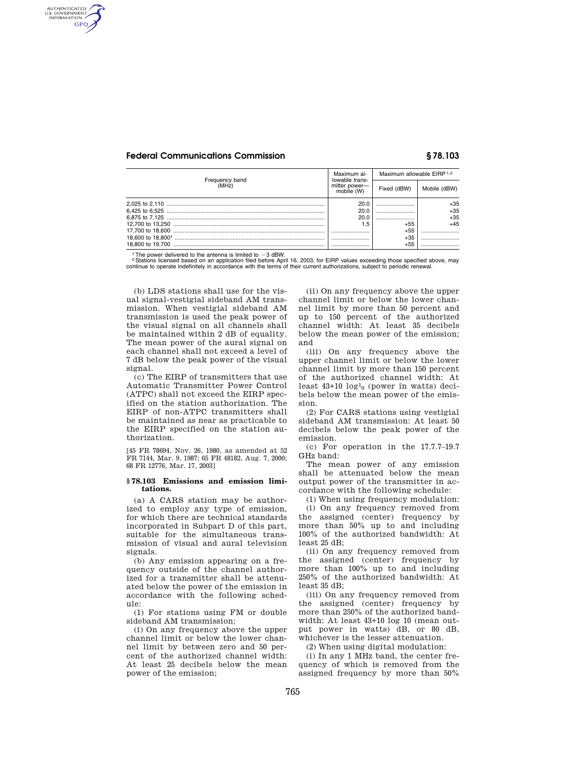| Frequency band (MHz) | Maximum allowable transmitter power—mobile (W) | Maximum allowable EIRP [1,2] | |
|---|---|---|---|
| | | Fixed (dBW) | Mobile (dBW) |
| 2,025 to 2,110 | 20.0 | ........................ | +35 |
| 6,425 to 6,525 | 20.0 | ........................ | +35 |
| 6,875 to 7,125 | 20.0 | ........................ | +35 |
| 12,700 to 13,250 | 1.5 | +55 | +45 |
| 17,700 to 18,600 | ........................ | +55 | ........................ |
| 18,600 to 18,800[1] | ........................ | +35 | ........................ |
| 18,800 to 19,700 | ........................ | +55 | ........................ |

[1] The power delivered to the antenna is limited to −3 dBW.

[2] Stations licensed based on an application filed before April 16, 2003, for EIRP values exceeding those specified above, may continue to operate indefinitely in accordance with the terms of their current authorizations, subject to periodic renewal.

(b) LDS stations shall use for the visual signal-vestigial sideband AM transmission. When vestigial sideband AM transmission is used the peak power of the visual signal on all channels shall be maintained within 2 dB of equality. The mean power of the aural signal on each channel shall not exceed a level of 7 dB below the peak power of the visual signal.

(c) The EIRP of transmitters that use Automatic Transmitter Power Control (ATPC) shall not exceed the EIRP specified on the station authorization. The EIRP of non-ATPC transmitters shall be maintained as near as practicable to the EIRP specified on the station authorization.

[45 FR 78694, Nov. 26, 1980, as amended at 52 FR 7144, Mar. 9, 1987; 65 FR 48182, Aug. 7, 2000; 68 FR 12776, Mar. 17, 2003]

## § 78.103 Emissions and emission limitations.

(a) A CARS station may be authorized to employ any type of emission, for which there are technical standards incorporated in Subpart D of this part, suitable for the simultaneous transmission of visual and aural television signals.

(b) Any emission appearing on a frequency outside of the channel authorized for a transmitter shall be attenuated below the power of the emission in accordance with the following schedule:

(1) For stations using FM or double sideband AM transmission:

(i) On any frequency above the upper channel limit or below the lower channel limit by between zero and 50 percent of the authorized channel width: At least 25 decibels below the mean power of the emission;

(ii) On any frequency above the upper channel limit or below the lower channel limit by more than 50 percent and up to 150 percent of the authorized channel width: At least 35 decibels below the mean power of the emission; and

(iii) On any frequency above the upper channel limit or below the lower channel limit by more than 150 percent of the authorized channel width: At least 43+10 log$_{10}$ (power in watts) decibels below the mean power of the emission.

(2) For CARS stations using vestigial sideband AM transmission: At least 50 decibels below the peak power of the emission.

(c) For operation in the 17.7.7–19.7 GHz band:

The mean power of any emission shall be attenuated below the mean output power of the transmitter in accordance with the following schedule:

(1) When using frequency modulation:

(i) On any frequency removed from the assigned (center) frequency by more than 50% up to and including 100% of the authorized bandwidth: At least 25 dB;

(ii) On any frequency removed from the assigned (center) frequency by more than 100% up to and including 250% of the authorized bandwidth: At least 35 dB;

(iii) On any frequency removed from the assigned (center) frequency by more than 250% of the authorized bandwidth: At least 43+10 log 10 (mean output power in watts) dB, or 80 dB, whichever is the lesser attenuation.

(2) When using digital modulation:

(i) In any 1 MHz band, the center frequency of which is removed from the assigned frequency by more than 50%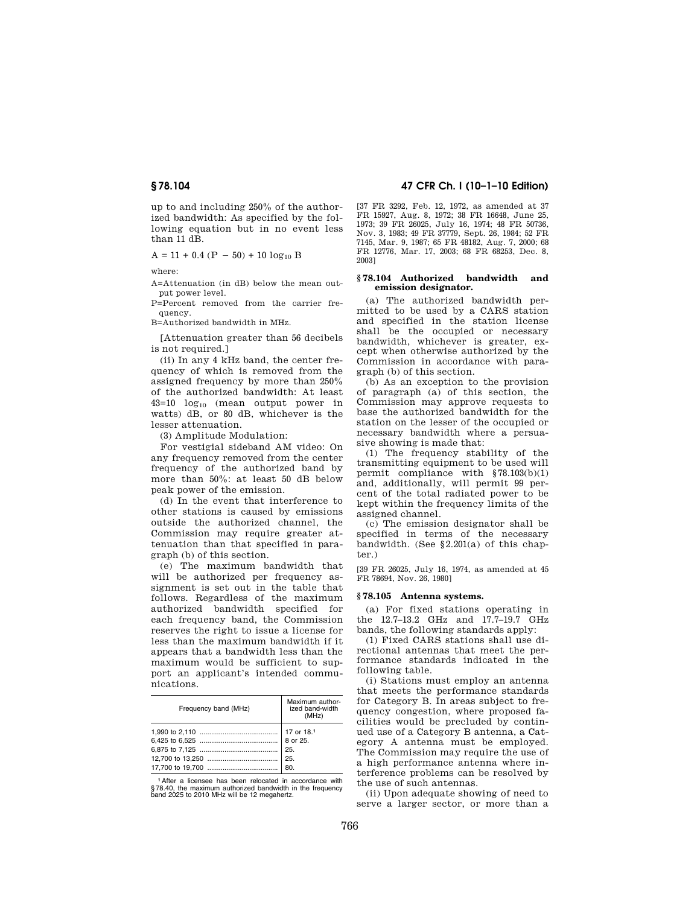up to and including 250% of the authorized bandwidth: As specified by the following equation but in no event less than 11 dB.

$$A = 11 + 0.4 (P - 50) + 10 \log_{10} B$$

where:

A=Attenuation (in dB) below the mean output power level.

P=Percent removed from the carrier frequency.

B=Authorized bandwidth in MHz.

[Attenuation greater than 56 decibels is not required.]

(ii) In any 4 kHz band, the center frequency of which is removed from the assigned frequency by more than 250% of the authorized bandwidth: At least $43 = 10 \log_{10}$ (mean output power in watts) dB, or 80 dB, whichever is the lesser attenuation.

(3) Amplitude Modulation:

For vestigial sideband AM video: On any frequency removed from the center frequency of the authorized band by more than 50%: at least 50 dB below peak power of the emission.

(d) In the event that interference to other stations is caused by emissions outside the authorized channel, the Commission may require greater attenuation than that specified in paragraph (b) of this section.

(e) The maximum bandwidth that will be authorized per frequency assignment is set out in the table that follows. Regardless of the maximum authorized bandwidth specified for each frequency band, the Commission reserves the right to issue a license for less than the maximum bandwidth if it appears that a bandwidth less than the maximum would be sufficient to support an applicant's intended communications.

| Frequency band (MHz) | Maximum authorized band-width (MHz) |
|---|---|
| 1,990 to 2,110 | 17 or 18.[1] |
| 6,425 to 6,525 | 8 or 25. |
| 6,875 to 7,125 | 25. |
| 12,700 to 13,250 | 25. |
| 17,700 to 19,700 | 80. |

[1] After a licensee has been relocated in accordance with §78.40, the maximum authorized bandwidth in the frequency band 2025 to 2010 MHz will be 12 megahertz.

[37 FR 3292, Feb. 12, 1972, as amended at 37 FR 15927, Aug. 8, 1972; 38 FR 16648, June 25, 1973; 39 FR 26025, July 16, 1974; 48 FR 50736, Nov. 3, 1983; 49 FR 37779, Sept. 26, 1984; 52 FR 7145, Mar. 9, 1987; 65 FR 48182, Aug. 7, 2000; 68 FR 12776, Mar. 17, 2003; 68 FR 68253, Dec. 8, 2003]

## § 78.104 Authorized bandwidth and emission designator.

(a) The authorized bandwidth permitted to be used by a CARS station and specified in the station license shall be the occupied or necessary bandwidth, whichever is greater, except when otherwise authorized by the Commission in accordance with paragraph (b) of this section.

(b) As an exception to the provision of paragraph (a) of this section, the Commission may approve requests to base the authorized bandwidth for the station on the lesser of the occupied or necessary bandwidth where a persuasive showing is made that:

(1) The frequency stability of the transmitting equipment to be used will permit compliance with §78.103(b)(1) and, additionally, will permit 99 percent of the total radiated power to be kept within the frequency limits of the assigned channel.

(c) The emission designator shall be specified in terms of the necessary bandwidth. (See §2.201(a) of this chapter.)

[39 FR 26025, July 16, 1974, as amended at 45 FR 78694, Nov. 26, 1980]

## § 78.105 Antenna systems.

(a) For fixed stations operating in the 12.7–13.2 GHz and 17.7–19.7 GHz bands, the following standards apply:

(1) Fixed CARS stations shall use directional antennas that meet the performance standards indicated in the following table.

(i) Stations must employ an antenna that meets the performance standards for Category B. In areas subject to frequency congestion, where proposed facilities would be precluded by continued use of a Category B antenna, a Category A antenna must be employed. The Commission may require the use of a high performance antenna where interference problems can be resolved by the use of such antennas.

(ii) Upon adequate showing of need to serve a larger sector, or more than a